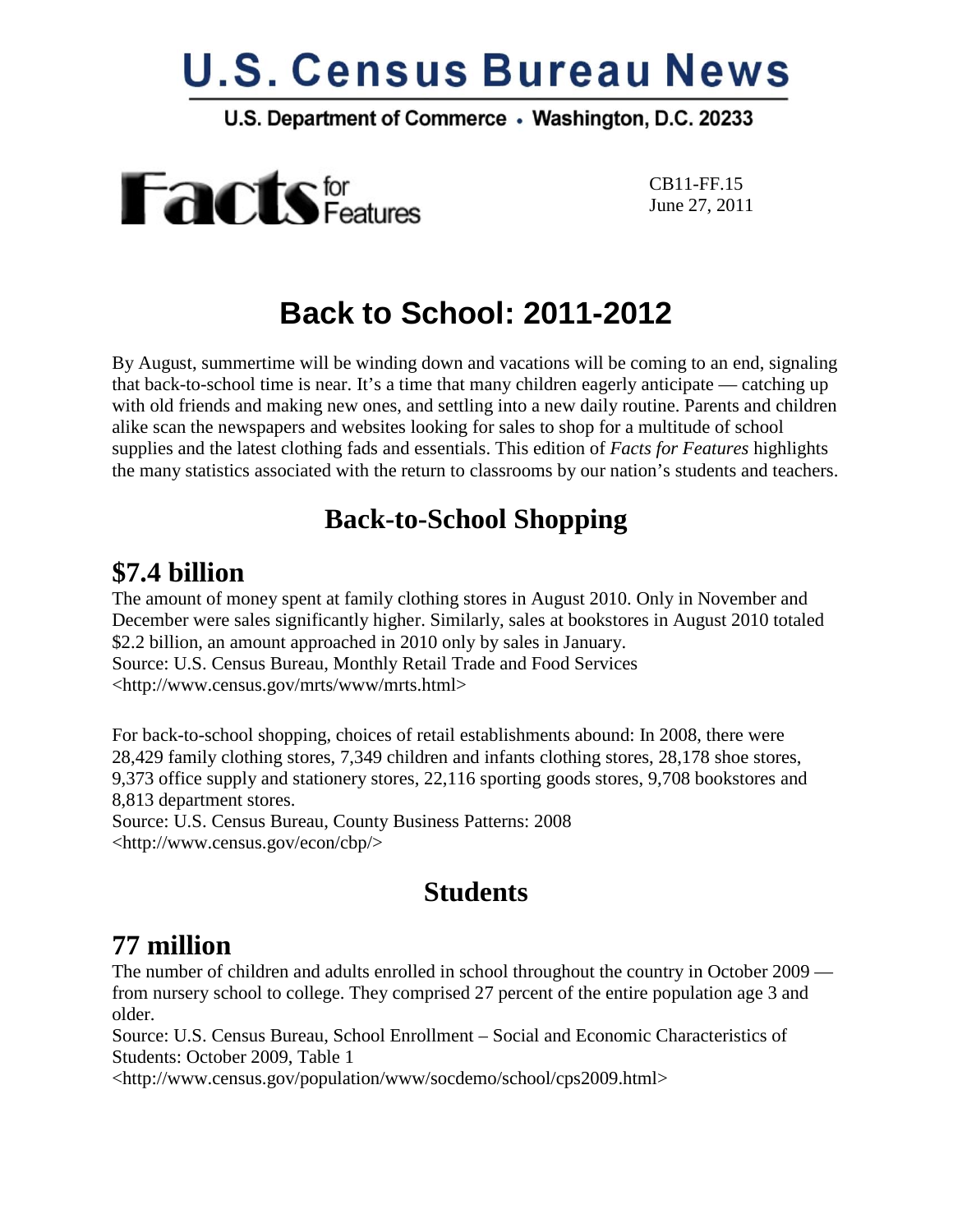# U.S. Census Bureau News

**U.S. Department of Commerce • Washington, D.C. 20233**

**Facts** for Features

CB11-FF.15
June 27, 2011

# Back to School: 2011-2012

By August, summertime will be winding down and vacations will be coming to an end, signaling that back-to-school time is near. It's a time that many children eagerly anticipate — catching up with old friends and making new ones, and settling into a new daily routine. Parents and children alike scan the newspapers and websites looking for sales to shop for a multitude of school supplies and the latest clothing fads and essentials. This edition of *Facts for Features* highlights the many statistics associated with the return to classrooms by our nation's students and teachers.

## Back-to-School Shopping

### $7.4 billion

The amount of money spent at family clothing stores in August 2010. Only in November and December were sales significantly higher. Similarly, sales at bookstores in August 2010 totaled $2.2 billion, an amount approached in 2010 only by sales in January.
Source: U.S. Census Bureau, Monthly Retail Trade and Food Services
<http://www.census.gov/mrts/www/mrts.html>

For back-to-school shopping, choices of retail establishments abound: In 2008, there were 28,429 family clothing stores, 7,349 children and infants clothing stores, 28,178 shoe stores, 9,373 office supply and stationery stores, 22,116 sporting goods stores, 9,708 bookstores and 8,813 department stores.
Source: U.S. Census Bureau, County Business Patterns: 2008
<http://www.census.gov/econ/cbp/>

## Students

### 77 million

The number of children and adults enrolled in school throughout the country in October 2009 — from nursery school to college. They comprised 27 percent of the entire population age 3 and older.
Source: U.S. Census Bureau, School Enrollment – Social and Economic Characteristics of Students: October 2009, Table 1
<http://www.census.gov/population/www/socdemo/school/cps2009.html>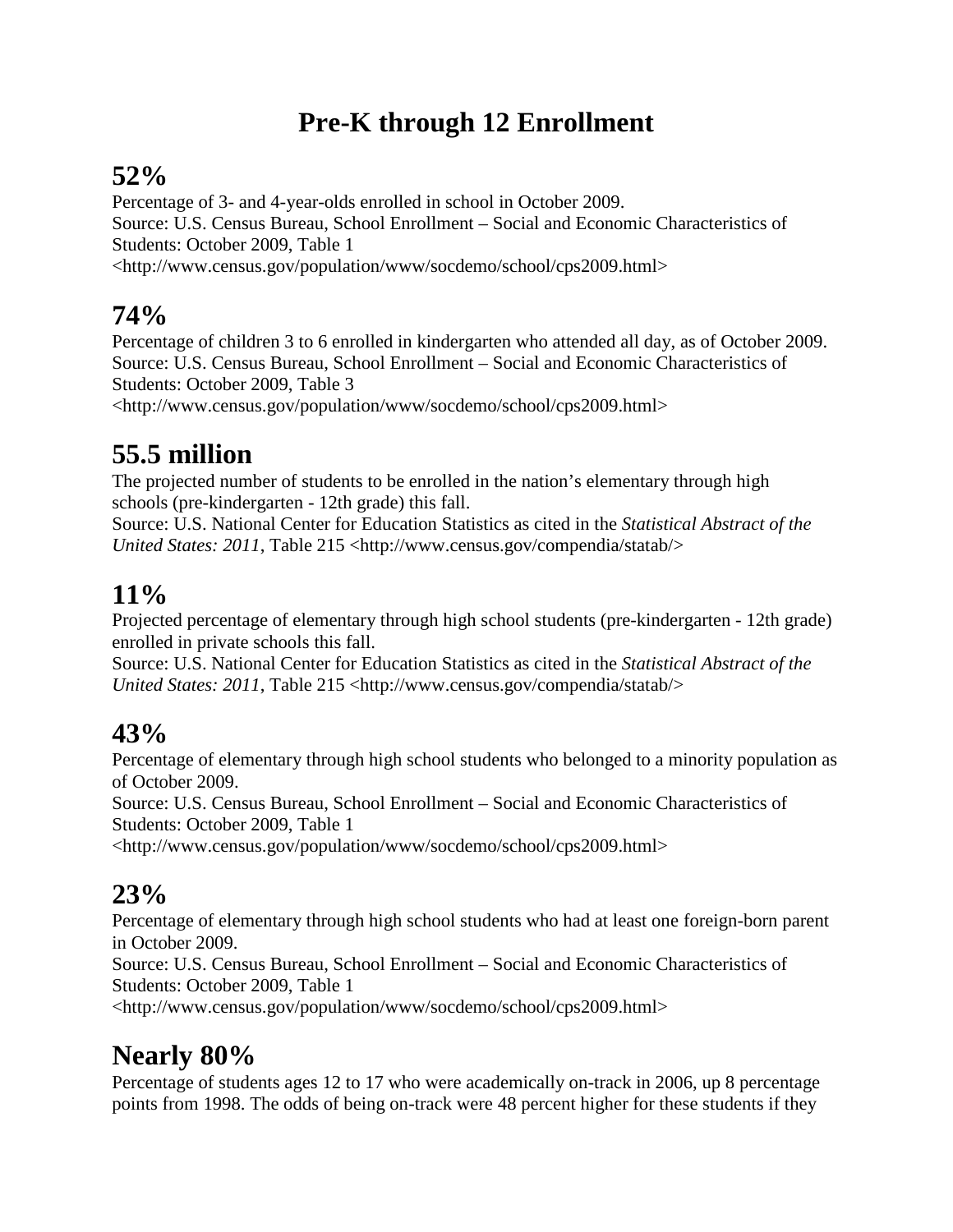# Pre-K through 12 Enrollment

## 52%

Percentage of 3- and 4-year-olds enrolled in school in October 2009.
Source: U.S. Census Bureau, School Enrollment – Social and Economic Characteristics of Students: October 2009, Table 1
<http://www.census.gov/population/www/socdemo/school/cps2009.html>

## 74%

Percentage of children 3 to 6 enrolled in kindergarten who attended all day, as of October 2009.
Source: U.S. Census Bureau, School Enrollment – Social and Economic Characteristics of Students: October 2009, Table 3
<http://www.census.gov/population/www/socdemo/school/cps2009.html>

## 55.5 million

The projected number of students to be enrolled in the nation's elementary through high schools (pre-kindergarten - 12th grade) this fall.
Source: U.S. National Center for Education Statistics as cited in the *Statistical Abstract of the United States: 2011*, Table 215 <http://www.census.gov/compendia/statab/>

## 11%

Projected percentage of elementary through high school students (pre-kindergarten - 12th grade) enrolled in private schools this fall.
Source: U.S. National Center for Education Statistics as cited in the *Statistical Abstract of the United States: 2011*, Table 215 <http://www.census.gov/compendia/statab/>

## 43%

Percentage of elementary through high school students who belonged to a minority population as of October 2009.
Source: U.S. Census Bureau, School Enrollment – Social and Economic Characteristics of Students: October 2009, Table 1
<http://www.census.gov/population/www/socdemo/school/cps2009.html>

## 23%

Percentage of elementary through high school students who had at least one foreign-born parent in October 2009.
Source: U.S. Census Bureau, School Enrollment – Social and Economic Characteristics of Students: October 2009, Table 1
<http://www.census.gov/population/www/socdemo/school/cps2009.html>

## Nearly 80%

Percentage of students ages 12 to 17 who were academically on-track in 2006, up 8 percentage points from 1998. The odds of being on-track were 48 percent higher for these students if they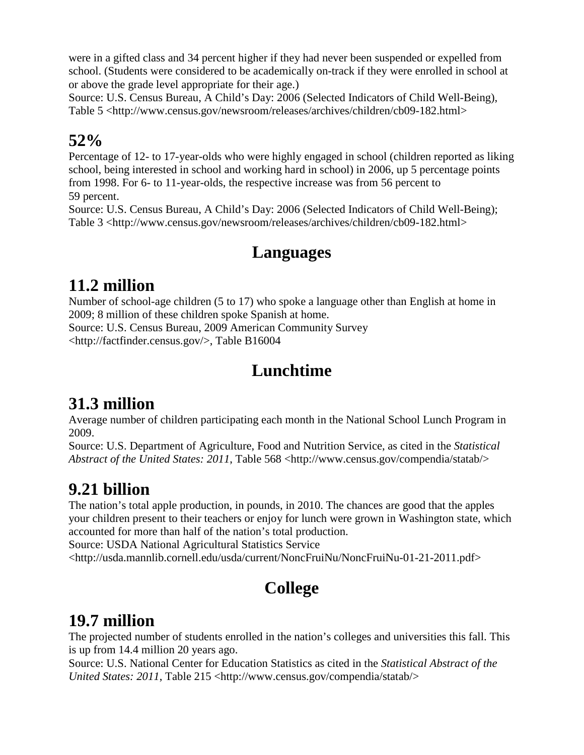were in a gifted class and 34 percent higher if they had never been suspended or expelled from school. (Students were considered to be academically on-track if they were enrolled in school at or above the grade level appropriate for their age.)
Source: U.S. Census Bureau, A Child's Day: 2006 (Selected Indicators of Child Well-Being), Table 5 <http://www.census.gov/newsroom/releases/archives/children/cb09-182.html>

## 52%

Percentage of 12- to 17-year-olds who were highly engaged in school (children reported as liking school, being interested in school and working hard in school) in 2006, up 5 percentage points from 1998. For 6- to 11-year-olds, the respective increase was from 56 percent to 59 percent.
Source: U.S. Census Bureau, A Child's Day: 2006 (Selected Indicators of Child Well-Being); Table 3 <http://www.census.gov/newsroom/releases/archives/children/cb09-182.html>

# Languages

## 11.2 million

Number of school-age children (5 to 17) who spoke a language other than English at home in 2009; 8 million of these children spoke Spanish at home.
Source: U.S. Census Bureau, 2009 American Community Survey <http://factfinder.census.gov/>, Table B16004

# Lunchtime

## 31.3 million

Average number of children participating each month in the National School Lunch Program in 2009.
Source: U.S. Department of Agriculture, Food and Nutrition Service, as cited in the *Statistical Abstract of the United States: 2011*, Table 568 <http://www.census.gov/compendia/statab/>

## 9.21 billion

The nation's total apple production, in pounds, in 2010. The chances are good that the apples your children present to their teachers or enjoy for lunch were grown in Washington state, which accounted for more than half of the nation's total production.
Source: USDA National Agricultural Statistics Service <http://usda.mannlib.cornell.edu/usda/current/NoncFruiNu/NoncFruiNu-01-21-2011.pdf>

# College

## 19.7 million

The projected number of students enrolled in the nation's colleges and universities this fall. This is up from 14.4 million 20 years ago.
Source: U.S. National Center for Education Statistics as cited in the *Statistical Abstract of the United States: 2011*, Table 215 <http://www.census.gov/compendia/statab/>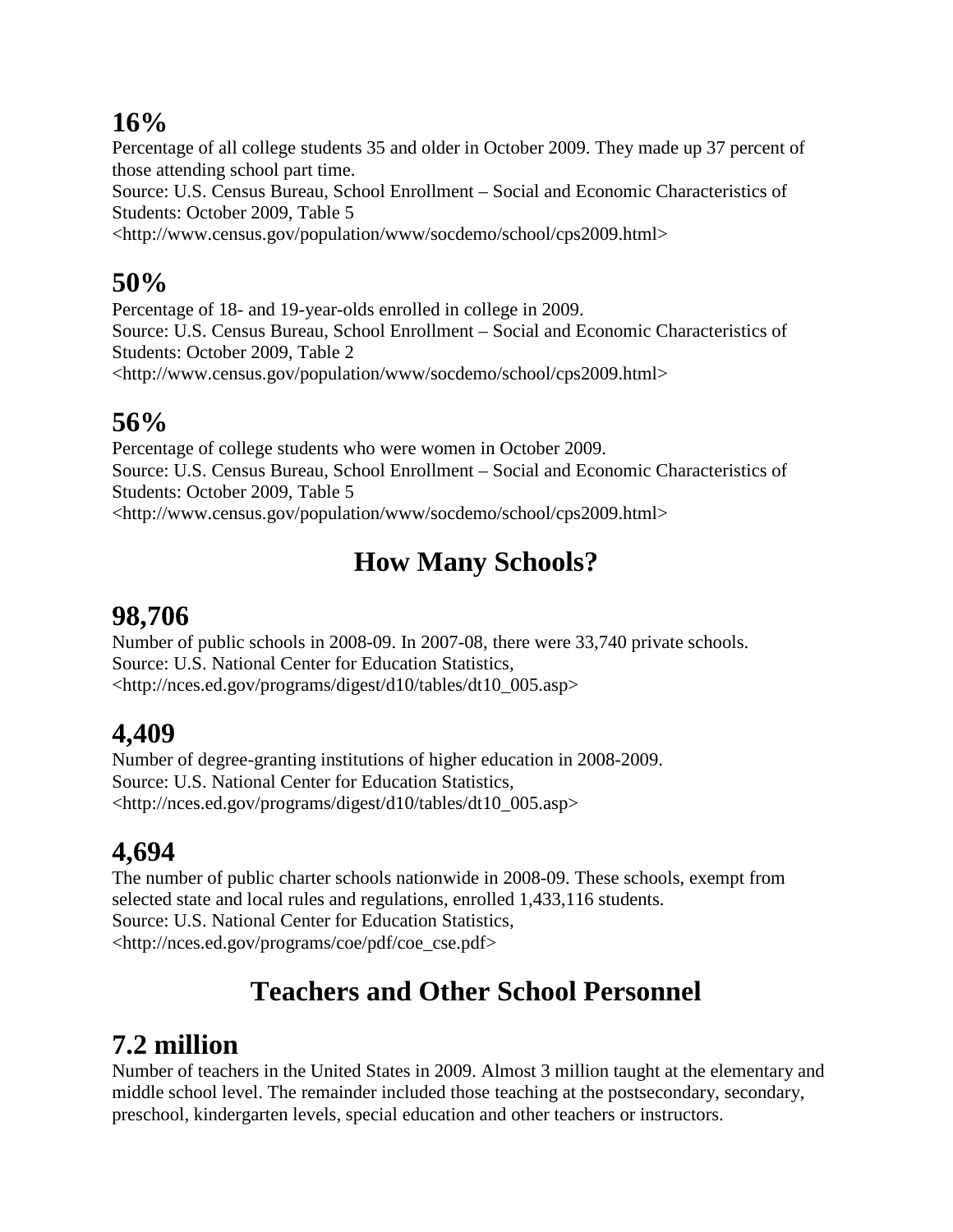## 16%

Percentage of all college students 35 and older in October 2009. They made up 37 percent of those attending school part time.
Source: U.S. Census Bureau, School Enrollment – Social and Economic Characteristics of Students: October 2009, Table 5
<http://www.census.gov/population/www/socdemo/school/cps2009.html>

## 50%

Percentage of 18- and 19-year-olds enrolled in college in 2009.
Source: U.S. Census Bureau, School Enrollment – Social and Economic Characteristics of Students: October 2009, Table 2
<http://www.census.gov/population/www/socdemo/school/cps2009.html>

## 56%

Percentage of college students who were women in October 2009.
Source: U.S. Census Bureau, School Enrollment – Social and Economic Characteristics of Students: October 2009, Table 5
<http://www.census.gov/population/www/socdemo/school/cps2009.html>

# How Many Schools?

## 98,706

Number of public schools in 2008-09. In 2007-08, there were 33,740 private schools.
Source: U.S. National Center for Education Statistics,
<http://nces.ed.gov/programs/digest/d10/tables/dt10_005.asp>

## 4,409

Number of degree-granting institutions of higher education in 2008-2009.
Source: U.S. National Center for Education Statistics,
<http://nces.ed.gov/programs/digest/d10/tables/dt10_005.asp>

## 4,694

The number of public charter schools nationwide in 2008-09. These schools, exempt from selected state and local rules and regulations, enrolled 1,433,116 students.
Source: U.S. National Center for Education Statistics,
<http://nces.ed.gov/programs/coe/pdf/coe_cse.pdf>

# Teachers and Other School Personnel

## 7.2 million

Number of teachers in the United States in 2009. Almost 3 million taught at the elementary and middle school level. The remainder included those teaching at the postsecondary, secondary, preschool, kindergarten levels, special education and other teachers or instructors.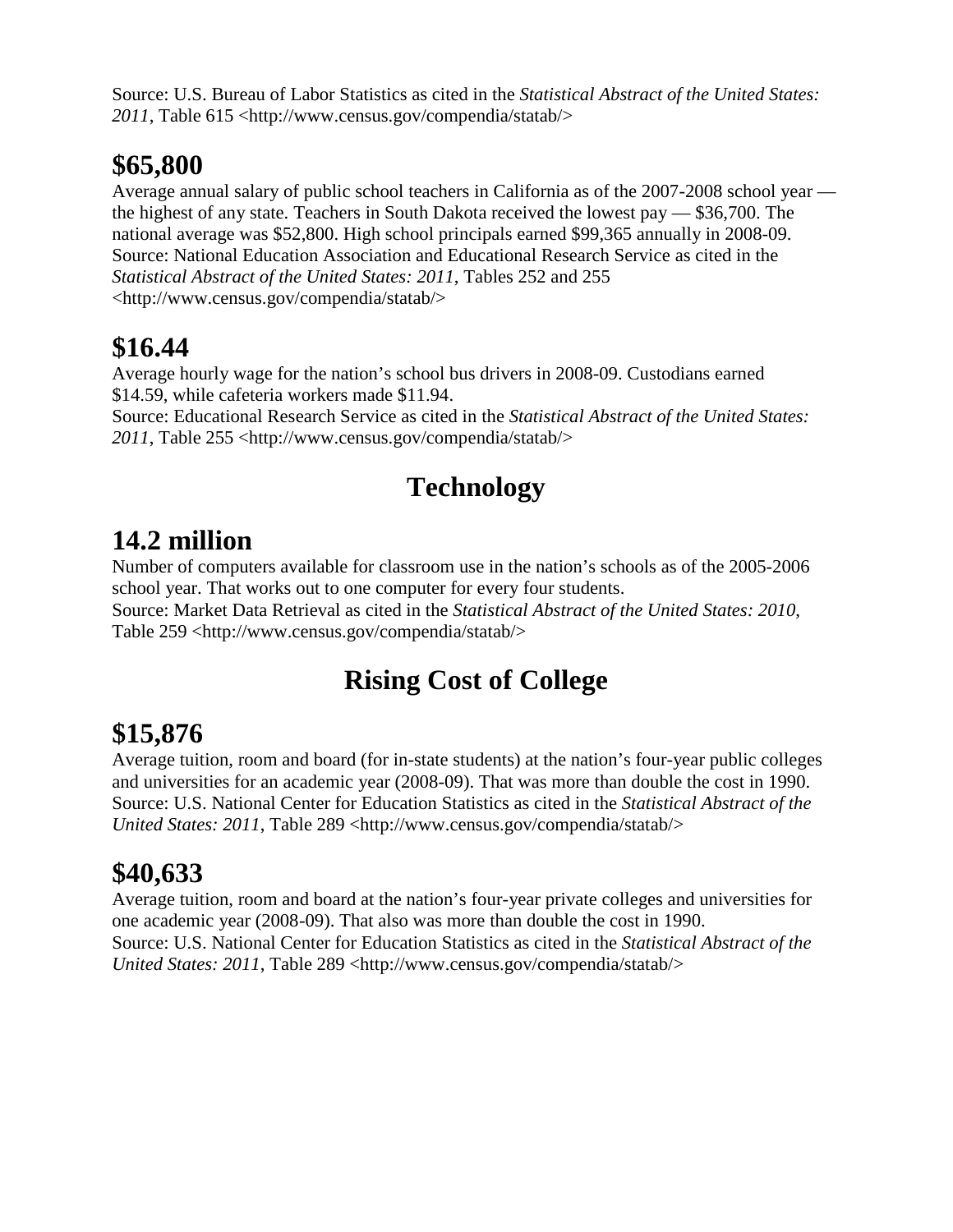Source: U.S. Bureau of Labor Statistics as cited in the *Statistical Abstract of the United States: 2011*, Table 615 <http://www.census.gov/compendia/statab/>

## $65,800

Average annual salary of public school teachers in California as of the 2007-2008 school year — the highest of any state. Teachers in South Dakota received the lowest pay — $36,700. The national average was $52,800. High school principals earned $99,365 annually in 2008-09.
Source: National Education Association and Educational Research Service as cited in the *Statistical Abstract of the United States: 2011*, Tables 252 and 255 <http://www.census.gov/compendia/statab/>

## $16.44

Average hourly wage for the nation's school bus drivers in 2008-09. Custodians earned $14.59, while cafeteria workers made $11.94.
Source: Educational Research Service as cited in the *Statistical Abstract of the United States: 2011*, Table 255 <http://www.census.gov/compendia/statab/>

# Technology

## 14.2 million

Number of computers available for classroom use in the nation's schools as of the 2005-2006 school year. That works out to one computer for every four students.
Source: Market Data Retrieval as cited in the *Statistical Abstract of the United States: 2010*, Table 259 <http://www.census.gov/compendia/statab/>

# Rising Cost of College

## $15,876

Average tuition, room and board (for in-state students) at the nation's four-year public colleges and universities for an academic year (2008-09). That was more than double the cost in 1990.
Source: U.S. National Center for Education Statistics as cited in the *Statistical Abstract of the United States: 2011*, Table 289 <http://www.census.gov/compendia/statab/>

## $40,633

Average tuition, room and board at the nation's four-year private colleges and universities for one academic year (2008-09). That also was more than double the cost in 1990.
Source: U.S. National Center for Education Statistics as cited in the *Statistical Abstract of the United States: 2011*, Table 289 <http://www.census.gov/compendia/statab/>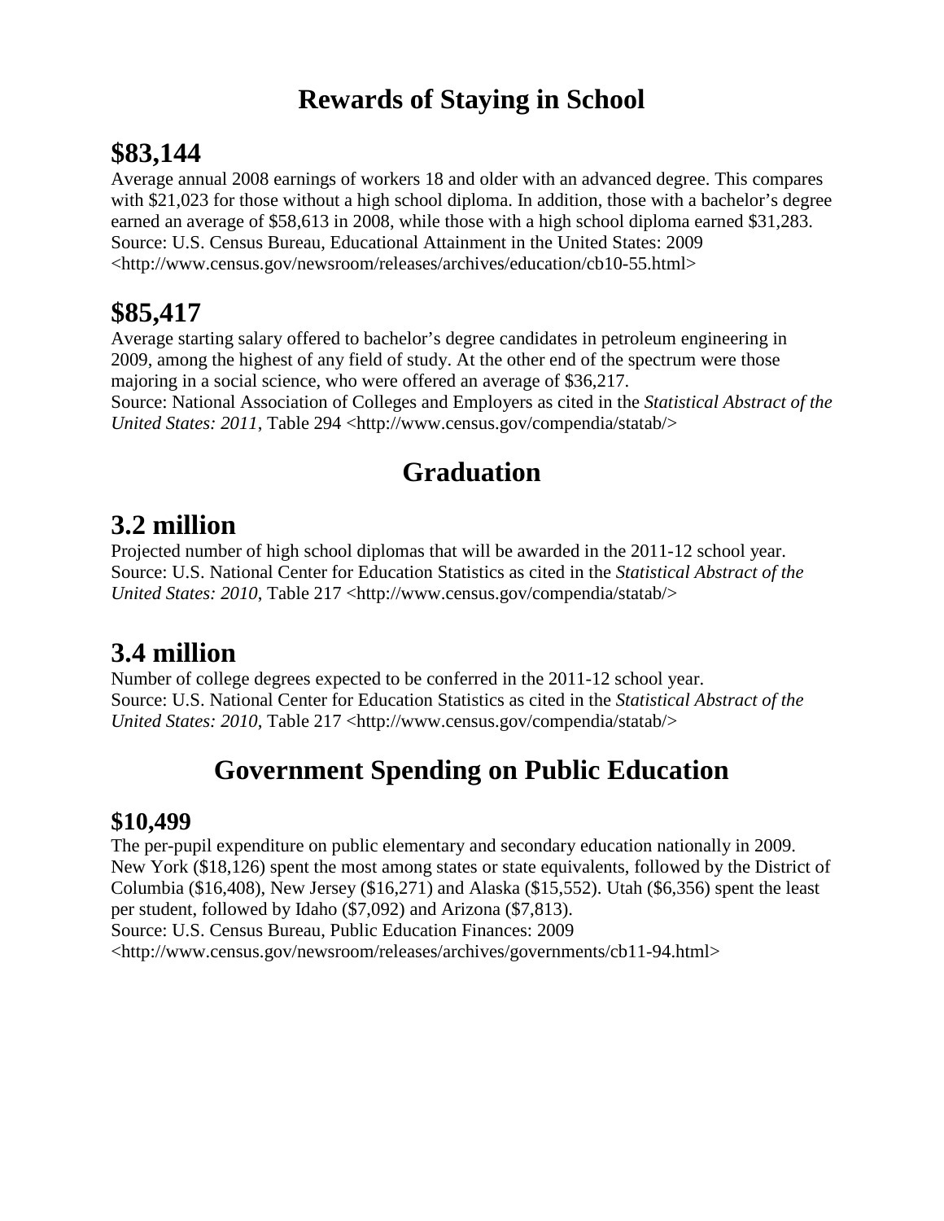# Rewards of Staying in School

## $83,144

Average annual 2008 earnings of workers 18 and older with an advanced degree. This compares with $21,023 for those without a high school diploma. In addition, those with a bachelor's degree earned an average of $58,613 in 2008, while those with a high school diploma earned $31,283.
Source: U.S. Census Bureau, Educational Attainment in the United States: 2009
<http://www.census.gov/newsroom/releases/archives/education/cb10-55.html>

## $85,417

Average starting salary offered to bachelor's degree candidates in petroleum engineering in 2009, among the highest of any field of study. At the other end of the spectrum were those majoring in a social science, who were offered an average of $36,217.
Source: National Association of Colleges and Employers as cited in the *Statistical Abstract of the United States: 2011*, Table 294 <http://www.census.gov/compendia/statab/>

# Graduation

## 3.2 million

Projected number of high school diplomas that will be awarded in the 2011-12 school year.
Source: U.S. National Center for Education Statistics as cited in the *Statistical Abstract of the United States: 2010*, Table 217 <http://www.census.gov/compendia/statab/>

## 3.4 million

Number of college degrees expected to be conferred in the 2011-12 school year.
Source: U.S. National Center for Education Statistics as cited in the *Statistical Abstract of the United States: 2010*, Table 217 <http://www.census.gov/compendia/statab/>

# Government Spending on Public Education

### $10,499

The per-pupil expenditure on public elementary and secondary education nationally in 2009. New York ($18,126) spent the most among states or state equivalents, followed by the District of Columbia ($16,408), New Jersey ($16,271) and Alaska ($15,552). Utah ($6,356) spent the least per student, followed by Idaho ($7,092) and Arizona ($7,813).
Source: U.S. Census Bureau, Public Education Finances: 2009
<http://www.census.gov/newsroom/releases/archives/governments/cb11-94.html>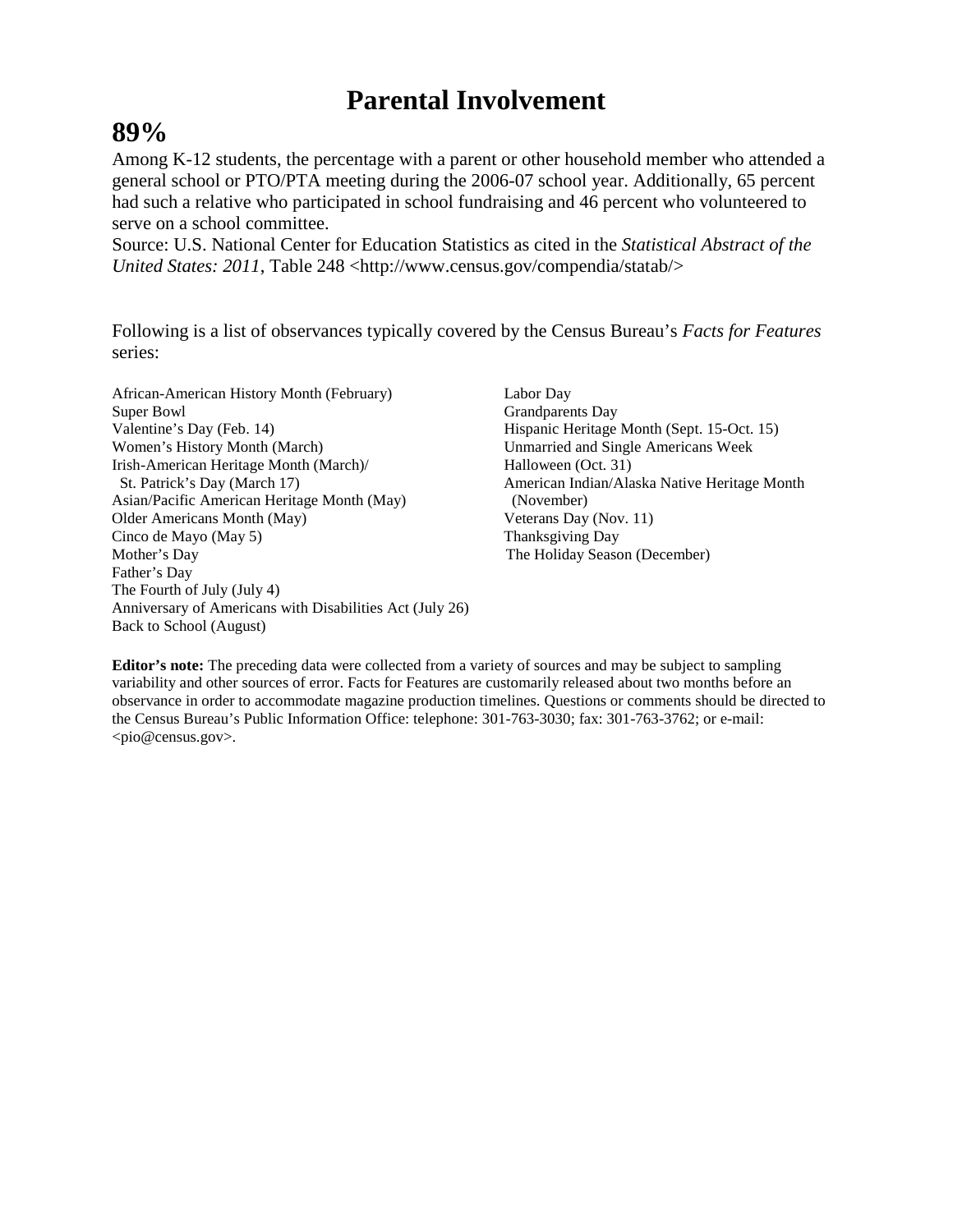# Parental Involvement

## 89%

Among K-12 students, the percentage with a parent or other household member who attended a general school or PTO/PTA meeting during the 2006-07 school year. Additionally, 65 percent had such a relative who participated in school fundraising and 46 percent who volunteered to serve on a school committee.

Source: U.S. National Center for Education Statistics as cited in the *Statistical Abstract of the United States: 2011*, Table 248 <http://www.census.gov/compendia/statab/>

Following is a list of observances typically covered by the Census Bureau's *Facts for Features* series:

African-American History Month (February)
Super Bowl
Valentine's Day (Feb. 14)
Women's History Month (March)
Irish-American Heritage Month (March)/
St. Patrick's Day (March 17)
Asian/Pacific American Heritage Month (May)
Older Americans Month (May)
Cinco de Mayo (May 5)
Mother's Day
Father's Day
The Fourth of July (July 4)
Anniversary of Americans with Disabilities Act (July 26)
Back to School (August)
Labor Day
Grandparents Day
Hispanic Heritage Month (Sept. 15-Oct. 15)
Unmarried and Single Americans Week
Halloween (Oct. 31)
American Indian/Alaska Native Heritage Month (November)
Veterans Day (Nov. 11)
Thanksgiving Day
The Holiday Season (December)

**Editor's note:** The preceding data were collected from a variety of sources and may be subject to sampling variability and other sources of error. Facts for Features are customarily released about two months before an observance in order to accommodate magazine production timelines. Questions or comments should be directed to the Census Bureau's Public Information Office: telephone: 301-763-3030; fax: 301-763-3762; or e-mail: <pio@census.gov>.